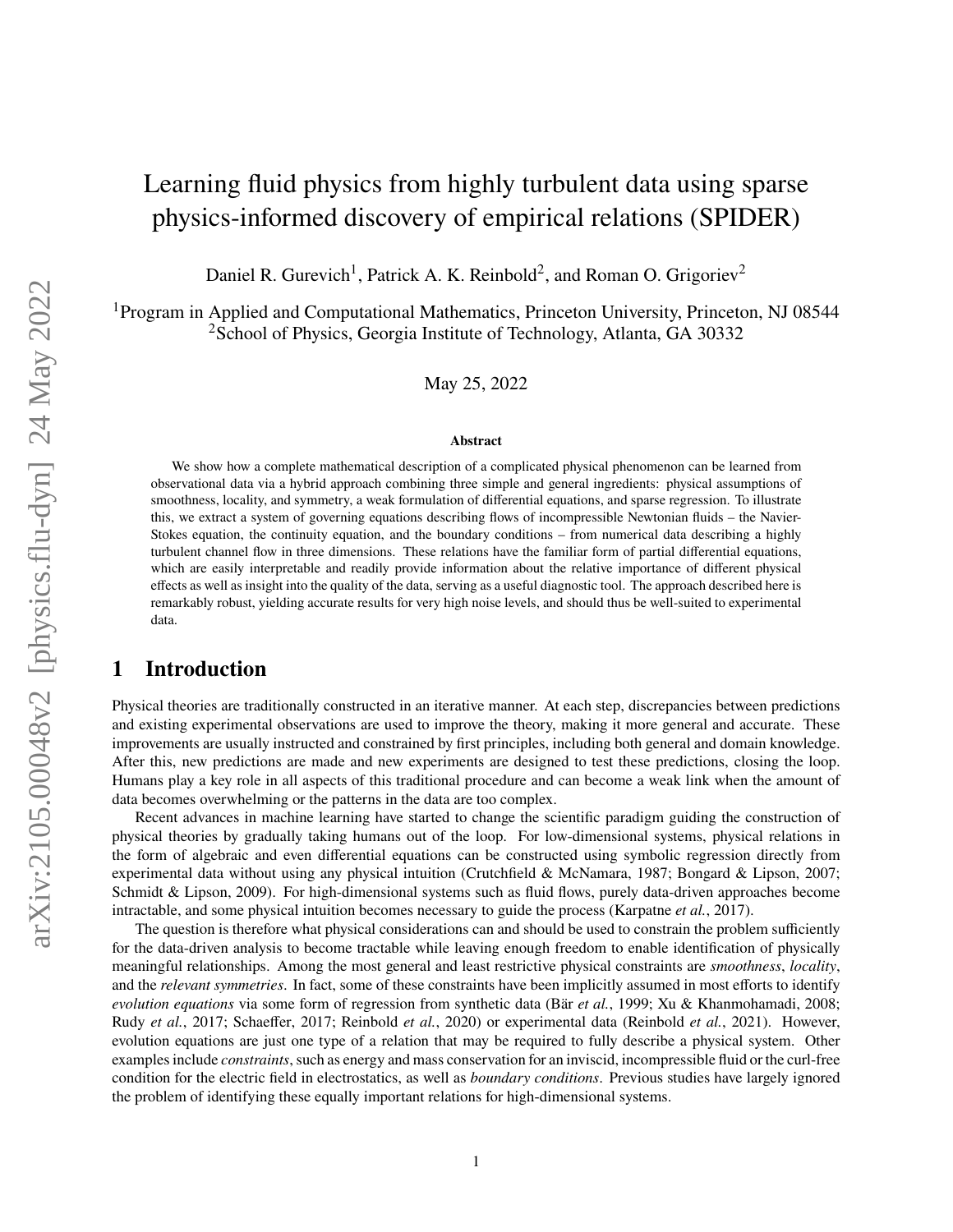# Learning fluid physics from highly turbulent data using sparse physics-informed discovery of empirical relations (SPIDER)

Daniel R. Gurevich[1], Patrick A. K. Reinbold[2], and Roman O. Grigoriev[2]

[1]Program in Applied and Computational Mathematics, Princeton University, Princeton, NJ 08544
[2]School of Physics, Georgia Institute of Technology, Atlanta, GA 30332

May 25, 2022

**Abstract**

We show how a complete mathematical description of a complicated physical phenomenon can be learned from observational data via a hybrid approach combining three simple and general ingredients: physical assumptions of smoothness, locality, and symmetry, a weak formulation of differential equations, and sparse regression. To illustrate this, we extract a system of governing equations describing flows of incompressible Newtonian fluids – the Navier-Stokes equation, the continuity equation, and the boundary conditions – from numerical data describing a highly turbulent channel flow in three dimensions. These relations have the familiar form of partial differential equations, which are easily interpretable and readily provide information about the relative importance of different physical effects as well as insight into the quality of the data, serving as a useful diagnostic tool. The approach described here is remarkably robust, yielding accurate results for very high noise levels, and should thus be well-suited to experimental data.

## 1 Introduction

Physical theories are traditionally constructed in an iterative manner. At each step, discrepancies between predictions and existing experimental observations are used to improve the theory, making it more general and accurate. These improvements are usually instructed and constrained by first principles, including both general and domain knowledge. After this, new predictions are made and new experiments are designed to test these predictions, closing the loop. Humans play a key role in all aspects of this traditional procedure and can become a weak link when the amount of data becomes overwhelming or the patterns in the data are too complex.

Recent advances in machine learning have started to change the scientific paradigm guiding the construction of physical theories by gradually taking humans out of the loop. For low-dimensional systems, physical relations in the form of algebraic and even differential equations can be constructed using symbolic regression directly from experimental data without using any physical intuition (Crutchfield & McNamara, 1987; Bongard & Lipson, 2007; Schmidt & Lipson, 2009). For high-dimensional systems such as fluid flows, purely data-driven approaches become intractable, and some physical intuition becomes necessary to guide the process (Karpatne *et al.*, 2017).

The question is therefore what physical considerations can and should be used to constrain the problem sufficiently for the data-driven analysis to become tractable while leaving enough freedom to enable identification of physically meaningful relationships. Among the most general and least restrictive physical constraints are *smoothness*, *locality*, and the *relevant symmetries*. In fact, some of these constraints have been implicitly assumed in most efforts to identify *evolution equations* via some form of regression from synthetic data (Bär *et al.*, 1999; Xu & Khanmohamadi, 2008; Rudy *et al.*, 2017; Schaeffer, 2017; Reinbold *et al.*, 2020) or experimental data (Reinbold *et al.*, 2021). However, evolution equations are just one type of a relation that may be required to fully describe a physical system. Other examples include *constraints*, such as energy and mass conservation for an inviscid, incompressible fluid or the curl-free condition for the electric field in electrostatics, as well as *boundary conditions*. Previous studies have largely ignored the problem of identifying these equally important relations for high-dimensional systems.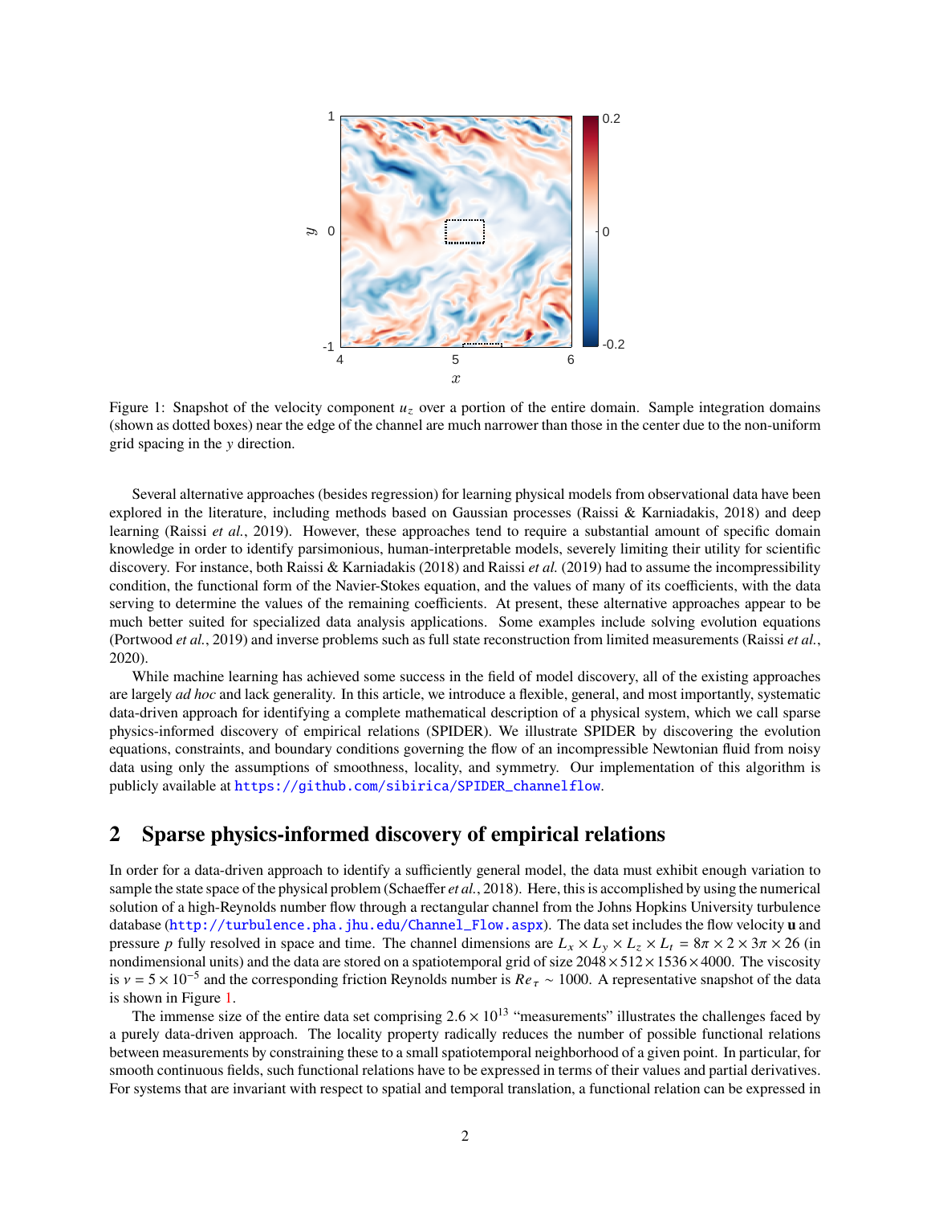Figure 1: Snapshot of the velocity component $u_z$ over a portion of the entire domain. Sample integration domains (shown as dotted boxes) near the edge of the channel are much narrower than those in the center due to the non-uniform grid spacing in the $y$ direction.

Several alternative approaches (besides regression) for learning physical models from observational data have been explored in the literature, including methods based on Gaussian processes (Raissi & Karniadakis, 2018) and deep learning (Raissi *et al.*, 2019). However, these approaches tend to require a substantial amount of specific domain knowledge in order to identify parsimonious, human-interpretable models, severely limiting their utility for scientific discovery. For instance, both Raissi & Karniadakis (2018) and Raissi *et al.* (2019) had to assume the incompressibility condition, the functional form of the Navier-Stokes equation, and the values of many of its coefficients, with the data serving to determine the values of the remaining coefficients. At present, these alternative approaches appear to be much better suited for specialized data analysis applications. Some examples include solving evolution equations (Portwood *et al.*, 2019) and inverse problems such as full state reconstruction from limited measurements (Raissi *et al.*, 2020).

While machine learning has achieved some success in the field of model discovery, all of the existing approaches are largely *ad hoc* and lack generality. In this article, we introduce a flexible, general, and most importantly, systematic data-driven approach for identifying a complete mathematical description of a physical system, which we call sparse physics-informed discovery of empirical relations (SPIDER). We illustrate SPIDER by discovering the evolution equations, constraints, and boundary conditions governing the flow of an incompressible Newtonian fluid from noisy data using only the assumptions of smoothness, locality, and symmetry. Our implementation of this algorithm is publicly available at https://github.com/sibirica/SPIDER_channelflow.

## 2 Sparse physics-informed discovery of empirical relations

In order for a data-driven approach to identify a sufficiently general model, the data must exhibit enough variation to sample the state space of the physical problem (Schaeffer *et al.*, 2018). Here, this is accomplished by using the numerical solution of a high-Reynolds number flow through a rectangular channel from the Johns Hopkins University turbulence database (http://turbulence.pha.jhu.edu/Channel_Flow.aspx). The data set includes the flow velocity **u** and pressure $p$ fully resolved in space and time. The channel dimensions are $L_x \times L_y \times L_z \times L_t = 8\pi \times 2 \times 3\pi \times 26$ (in nondimensional units) and the data are stored on a spatiotemporal grid of size $2048 \times 512 \times 1536 \times 4000$. The viscosity is $\nu = 5 \times 10^{-5}$ and the corresponding friction Reynolds number is $Re_\tau \sim 1000$. A representative snapshot of the data is shown in Figure 1.

The immense size of the entire data set comprising $2.6 \times 10^{13}$ "measurements" illustrates the challenges faced by a purely data-driven approach. The locality property radically reduces the number of possible functional relations between measurements by constraining these to a small spatiotemporal neighborhood of a given point. In particular, for smooth continuous fields, such functional relations have to be expressed in terms of their values and partial derivatives. For systems that are invariant with respect to spatial and temporal translation, a functional relation can be expressed in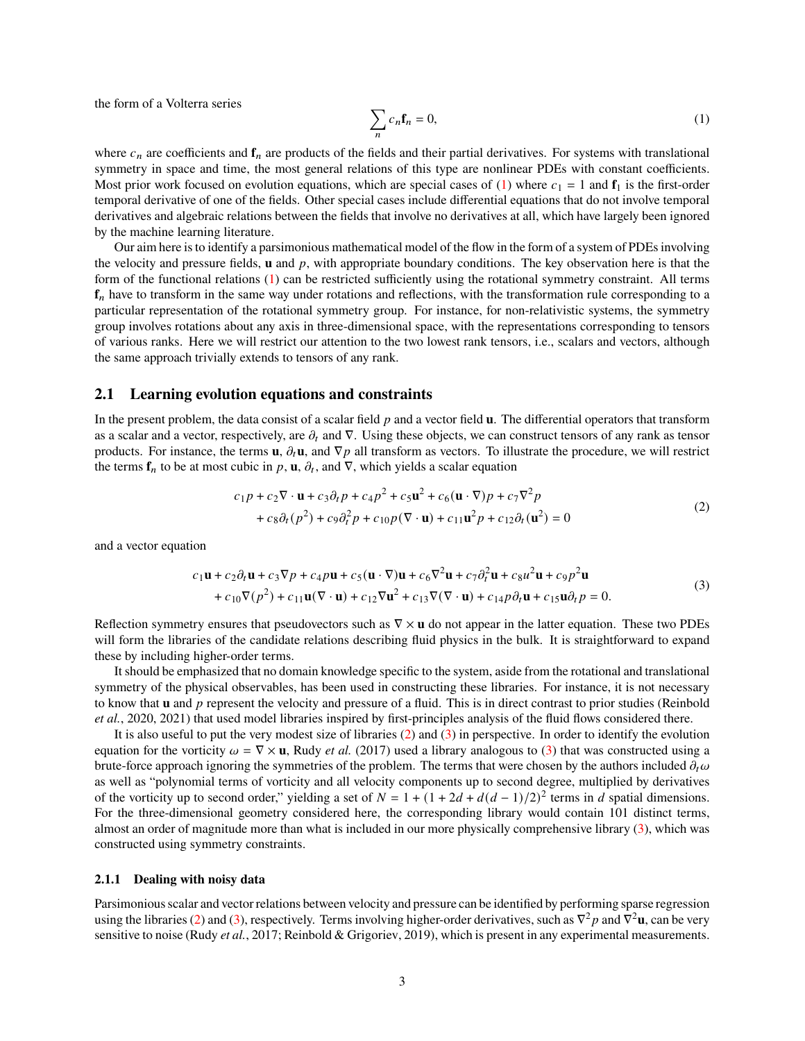the form of a Volterra series

$$\sum_n c_n \mathbf{f}_n = 0, \tag{1}$$

where $c_n$ are coefficients and $\mathbf{f}_n$ are products of the fields and their partial derivatives. For systems with translational symmetry in space and time, the most general relations of this type are nonlinear PDEs with constant coefficients. Most prior work focused on evolution equations, which are special cases of (1) where $c_1 = 1$ and $\mathbf{f}_1$ is the first-order temporal derivative of one of the fields. Other special cases include differential equations that do not involve temporal derivatives and algebraic relations between the fields that involve no derivatives at all, which have largely been ignored by the machine learning literature.

Our aim here is to identify a parsimonious mathematical model of the flow in the form of a system of PDEs involving the velocity and pressure fields, $\mathbf{u}$ and $p$, with appropriate boundary conditions. The key observation here is that the form of the functional relations (1) can be restricted sufficiently using the rotational symmetry constraint. All terms $\mathbf{f}_n$ have to transform in the same way under rotations and reflections, with the transformation rule corresponding to a particular representation of the rotational symmetry group. For instance, for non-relativistic systems, the symmetry group involves rotations about any axis in three-dimensional space, with the representations corresponding to tensors of various ranks. Here we will restrict our attention to the two lowest rank tensors, i.e., scalars and vectors, although the same approach trivially extends to tensors of any rank.

## 2.1 Learning evolution equations and constraints

In the present problem, the data consist of a scalar field $p$ and a vector field $\mathbf{u}$. The differential operators that transform as a scalar and a vector, respectively, are $\partial_t$ and $\nabla$. Using these objects, we can construct tensors of any rank as tensor products. For instance, the terms $\mathbf{u}$, $\partial_t \mathbf{u}$, and $\nabla p$ all transform as vectors. To illustrate the procedure, we will restrict the terms $\mathbf{f}_n$ to be at most cubic in $p$, $\mathbf{u}$, $\partial_t$, and $\nabla$, which yields a scalar equation

$$\begin{aligned} &c_1 p + c_2 \nabla \cdot \mathbf{u} + c_3 \partial_t p + c_4 p^2 + c_5 \mathbf{u}^2 + c_6 (\mathbf{u} \cdot \nabla) p + c_7 \nabla^2 p \\ &\quad + c_8 \partial_t (p^2) + c_9 \partial_t^2 p + c_{10} p (\nabla \cdot \mathbf{u}) + c_{11} \mathbf{u}^2 p + c_{12} \partial_t (\mathbf{u}^2) = 0 \end{aligned} \tag{2}$$

and a vector equation

$$\begin{aligned} &c_1 \mathbf{u} + c_2 \partial_t \mathbf{u} + c_3 \nabla p + c_4 p \mathbf{u} + c_5 (\mathbf{u} \cdot \nabla) \mathbf{u} + c_6 \nabla^2 \mathbf{u} + c_7 \partial_t^2 \mathbf{u} + c_8 u^2 \mathbf{u} + c_9 p^2 \mathbf{u} \\ &\quad + c_{10} \nabla (p^2) + c_{11} \mathbf{u} (\nabla \cdot \mathbf{u}) + c_{12} \nabla \mathbf{u}^2 + c_{13} \nabla (\nabla \cdot \mathbf{u}) + c_{14} p \partial_t \mathbf{u} + c_{15} \mathbf{u} \partial_t p = 0. \end{aligned} \tag{3}$$

Reflection symmetry ensures that pseudovectors such as $\nabla \times \mathbf{u}$ do not appear in the latter equation. These two PDEs will form the libraries of the candidate relations describing fluid physics in the bulk. It is straightforward to expand these by including higher-order terms.

It should be emphasized that no domain knowledge specific to the system, aside from the rotational and translational symmetry of the physical observables, has been used in constructing these libraries. For instance, it is not necessary to know that $\mathbf{u}$ and $p$ represent the velocity and pressure of a fluid. This is in direct contrast to prior studies (Reinbold *et al.*, 2020, 2021) that used model libraries inspired by first-principles analysis of the fluid flows considered there.

It is also useful to put the very modest size of libraries (2) and (3) in perspective. In order to identify the evolution equation for the vorticity $\omega = \nabla \times \mathbf{u}$, Rudy *et al.* (2017) used a library analogous to (3) that was constructed using a brute-force approach ignoring the symmetries of the problem. The terms that were chosen by the authors included $\partial_t \omega$ as well as "polynomial terms of vorticity and all velocity components up to second degree, multiplied by derivatives of the vorticity up to second order," yielding a set of $N = 1 + (1 + 2d + d(d-1)/2)^2$ terms in $d$ spatial dimensions. For the three-dimensional geometry considered here, the corresponding library would contain 101 distinct terms, almost an order of magnitude more than what is included in our more physically comprehensive library (3), which was constructed using symmetry constraints.

### 2.1.1 Dealing with noisy data

Parsimonious scalar and vector relations between velocity and pressure can be identified by performing sparse regression using the libraries (2) and (3), respectively. Terms involving higher-order derivatives, such as $\nabla^2 p$ and $\nabla^2 \mathbf{u}$, can be very sensitive to noise (Rudy *et al.*, 2017; Reinbold & Grigoriev, 2019), which is present in any experimental measurements.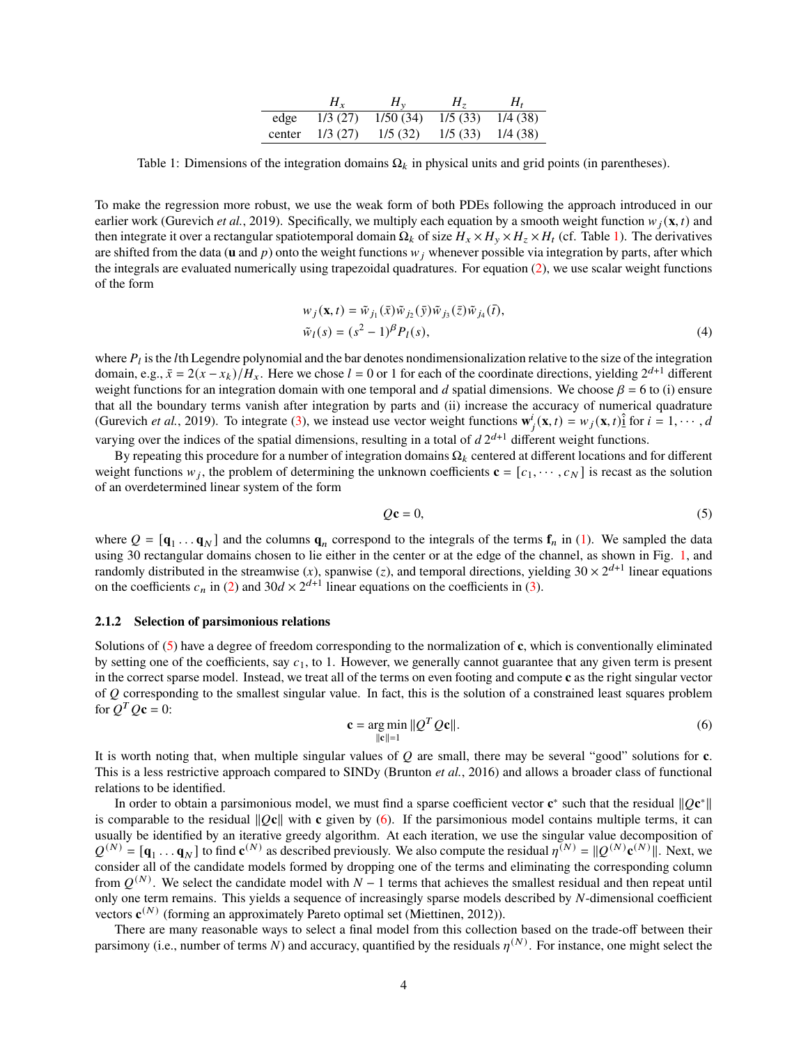| | $H_x$ | $H_y$ | $H_z$ | $H_t$ |
|---|---|---|---|---|
| edge | 1/3 (27) | 1/50 (34) | 1/5 (33) | 1/4 (38) |
| center | 1/3 (27) | 1/5 (32) | 1/5 (33) | 1/4 (38) |

Table 1: Dimensions of the integration domains $\Omega_k$ in physical units and grid points (in parentheses).

To make the regression more robust, we use the weak form of both PDEs following the approach introduced in our earlier work (Gurevich *et al.*, 2019). Specifically, we multiply each equation by a smooth weight function $w_j(\mathbf{x}, t)$ and then integrate it over a rectangular spatiotemporal domain $\Omega_k$ of size $H_x \times H_y \times H_z \times H_t$ (cf. Table 1). The derivatives are shifted from the data ($\mathbf{u}$ and $p$) onto the weight functions $w_j$ whenever possible via integration by parts, after which the integrals are evaluated numerically using trapezoidal quadratures. For equation (2), we use scalar weight functions of the form

$$
\begin{aligned}
w_j(\mathbf{x}, t) &= \tilde{w}_{j_1}(\bar{x})\tilde{w}_{j_2}(\bar{y})\tilde{w}_{j_3}(\bar{z})\tilde{w}_{j_4}(\bar{t}), \\
\tilde{w}_l(s) &= (s^2 - 1)^\beta P_l(s),
\end{aligned} \tag{4}
$$

where $P_l$ is the $l$th Legendre polynomial and the bar denotes nondimensionalization relative to the size of the integration domain, e.g., $\bar{x} = 2(x - x_k)/H_x$. Here we chose $l = 0$ or 1 for each of the coordinate directions, yielding $2^{d+1}$ different weight functions for an integration domain with one temporal and $d$ spatial dimensions. We choose $\beta = 6$ to (i) ensure that all the boundary terms vanish after integration by parts and (ii) increase the accuracy of numerical quadrature (Gurevich *et al.*, 2019). To integrate (3), we instead use vector weight functions $\mathbf{w}_j^i(\mathbf{x}, t) = w_j(\mathbf{x}, t)\hat{\underline{\imath}}$ for $i = 1, \cdots, d$ varying over the indices of the spatial dimensions, resulting in a total of $d\,2^{d+1}$ different weight functions.

By repeating this procedure for a number of integration domains $\Omega_k$ centered at different locations and for different weight functions $w_j$, the problem of determining the unknown coefficients $\mathbf{c} = [c_1, \cdots, c_N]$ is recast as the solution of an overdetermined linear system of the form

$$
Q\mathbf{c} = 0, \tag{5}
$$

where $Q = [\mathbf{q}_1 \ldots \mathbf{q}_N]$ and the columns $\mathbf{q}_n$ correspond to the integrals of the terms $\mathbf{f}_n$ in (1). We sampled the data using 30 rectangular domains chosen to lie either in the center or at the edge of the channel, as shown in Fig. 1, and randomly distributed in the streamwise ($x$), spanwise ($z$), and temporal directions, yielding $30 \times 2^{d+1}$ linear equations on the coefficients $c_n$ in (2) and $30d \times 2^{d+1}$ linear equations on the coefficients in (3).

### 2.1.2 Selection of parsimonious relations

Solutions of (5) have a degree of freedom corresponding to the normalization of $\mathbf{c}$, which is conventionally eliminated by setting one of the coefficients, say $c_1$, to 1. However, we generally cannot guarantee that any given term is present in the correct sparse model. Instead, we treat all of the terms on even footing and compute $\mathbf{c}$ as the right singular vector of $Q$ corresponding to the smallest singular value. In fact, this is the solution of a constrained least squares problem for $Q^T Q\mathbf{c} = 0$:

$$
\mathbf{c} = \underset{\|\mathbf{c}\|=1}{\arg\min} \, \|Q^T Q\mathbf{c}\|. \tag{6}
$$

It is worth noting that, when multiple singular values of $Q$ are small, there may be several "good" solutions for $\mathbf{c}$. This is a less restrictive approach compared to SINDy (Brunton *et al.*, 2016) and allows a broader class of functional relations to be identified.

In order to obtain a parsimonious model, we must find a sparse coefficient vector $\mathbf{c}^*$ such that the residual $\|Q\mathbf{c}^*\|$ is comparable to the residual $\|Q\mathbf{c}\|$ with $\mathbf{c}$ given by (6). If the parsimonious model contains multiple terms, it can usually be identified by an iterative greedy algorithm. At each iteration, we use the singular value decomposition of $Q^{(N)} = [\mathbf{q}_1 \ldots \mathbf{q}_N]$ to find $\mathbf{c}^{(N)}$ as described previously. We also compute the residual $\eta^{(N)} = \|Q^{(N)}\mathbf{c}^{(N)}\|$. Next, we consider all of the candidate models formed by dropping one of the terms and eliminating the corresponding column from $Q^{(N)}$. We select the candidate model with $N - 1$ terms that achieves the smallest residual and then repeat until only one term remains. This yields a sequence of increasingly sparse models described by $N$-dimensional coefficient vectors $\mathbf{c}^{(N)}$ (forming an approximately Pareto optimal set (Miettinen, 2012)).

There are many reasonable ways to select a final model from this collection based on the trade-off between their parsimony (i.e., number of terms $N$) and accuracy, quantified by the residuals $\eta^{(N)}$. For instance, one might select the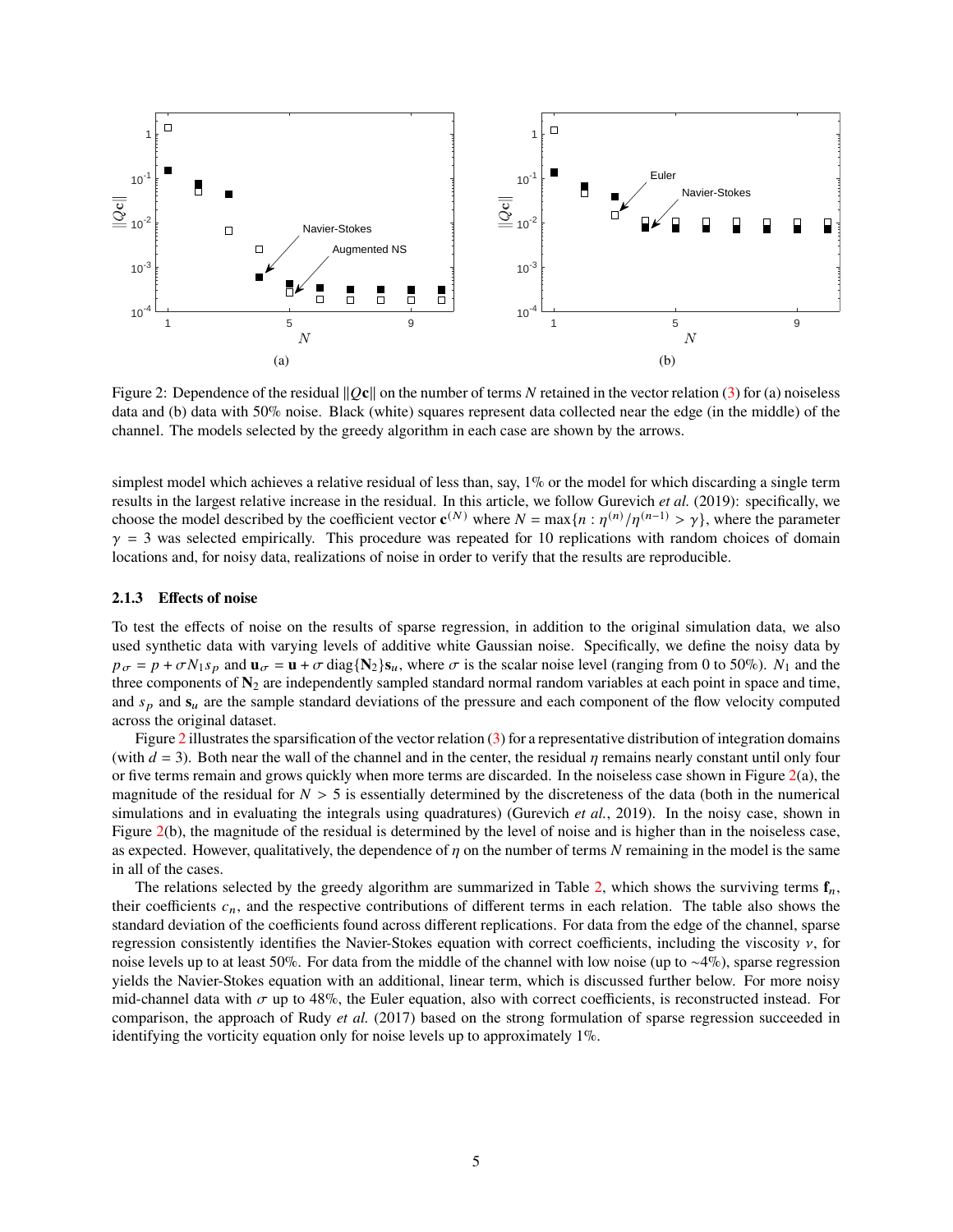Figure 2: Dependence of the residual $\|Q\mathbf{c}\|$ on the number of terms $N$ retained in the vector relation (3) for (a) noiseless data and (b) data with 50% noise. Black (white) squares represent data collected near the edge (in the middle) of the channel. The models selected by the greedy algorithm in each case are shown by the arrows.

simplest model which achieves a relative residual of less than, say, 1% or the model for which discarding a single term results in the largest relative increase in the residual. In this article, we follow Gurevich *et al.* (2019): specifically, we choose the model described by the coefficient vector $\mathbf{c}^{(N)}$ where $N = \max\{n : \eta^{(n)}/\eta^{(n-1)} > \gamma\}$, where the parameter $\gamma = 3$ was selected empirically. This procedure was repeated for 10 replications with random choices of domain locations and, for noisy data, realizations of noise in order to verify that the results are reproducible.

### 2.1.3 Effects of noise

To test the effects of noise on the results of sparse regression, in addition to the original simulation data, we also used synthetic data with varying levels of additive white Gaussian noise. Specifically, we define the noisy data by $p_\sigma = p + \sigma N_1 s_p$ and $\mathbf{u}_\sigma = \mathbf{u} + \sigma\,\mathrm{diag}\{\mathbf{N}_2\}\mathbf{s}_u$, where $\sigma$ is the scalar noise level (ranging from 0 to 50%). $N_1$ and the three components of $\mathbf{N}_2$ are independently sampled standard normal random variables at each point in space and time, and $s_p$ and $\mathbf{s}_u$ are the sample standard deviations of the pressure and each component of the flow velocity computed across the original dataset.

Figure 2 illustrates the sparsification of the vector relation (3) for a representative distribution of integration domains (with $d = 3$). Both near the wall of the channel and in the center, the residual $\eta$ remains nearly constant until only four or five terms remain and grows quickly when more terms are discarded. In the noiseless case shown in Figure 2(a), the magnitude of the residual for $N > 5$ is essentially determined by the discreteness of the data (both in the numerical simulations and in evaluating the integrals using quadratures) (Gurevich *et al.*, 2019). In the noisy case, shown in Figure 2(b), the magnitude of the residual is determined by the level of noise and is higher than in the noiseless case, as expected. However, qualitatively, the dependence of $\eta$ on the number of terms $N$ remaining in the model is the same in all of the cases.

The relations selected by the greedy algorithm are summarized in Table 2, which shows the surviving terms $\mathbf{f}_n$, their coefficients $c_n$, and the respective contributions of different terms in each relation. The table also shows the standard deviation of the coefficients found across different replications. For data from the edge of the channel, sparse regression consistently identifies the Navier-Stokes equation with correct coefficients, including the viscosity $\nu$, for noise levels up to at least 50%. For data from the middle of the channel with low noise (up to ∼4%), sparse regression yields the Navier-Stokes equation with an additional, linear term, which is discussed further below. For more noisy mid-channel data with $\sigma$ up to 48%, the Euler equation, also with correct coefficients, is reconstructed instead. For comparison, the approach of Rudy *et al.* (2017) based on the strong formulation of sparse regression succeeded in identifying the vorticity equation only for noise levels up to approximately 1%.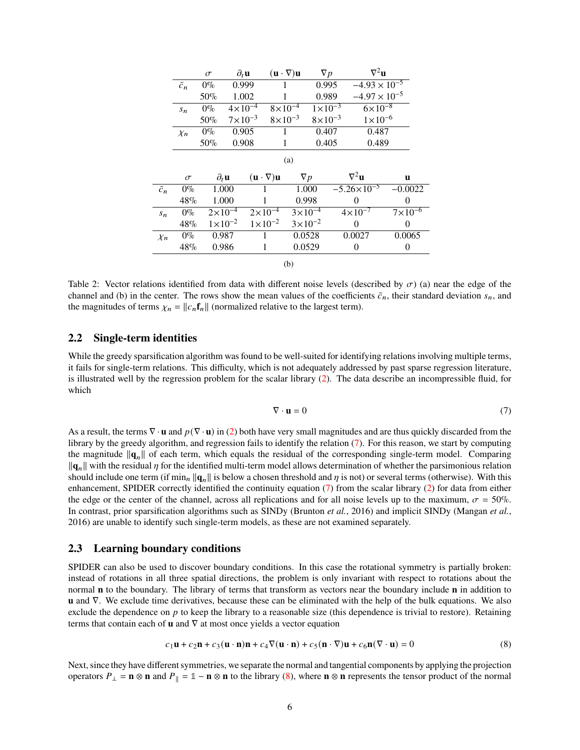|  | $\sigma$ | $\partial_t \mathbf{u}$ | $(\mathbf{u}\cdot\nabla)\mathbf{u}$ | $\nabla p$ | $\nabla^2\mathbf{u}$ |
|---|---|---|---|---|---|
| $\bar{c}_n$ | 0% | 0.999 | 1 | 0.995 | $-4.93\times10^{-5}$ |
|  | 50% | 1.002 | 1 | 0.989 | $-4.97\times10^{-5}$ |
| $s_n$ | 0% | $4\times10^{-4}$ | $8\times10^{-4}$ | $1\times10^{-3}$ | $6\times10^{-8}$ |
|  | 50% | $7\times10^{-3}$ | $8\times10^{-3}$ | $8\times10^{-3}$ | $1\times10^{-6}$ |
| $\chi_n$ | 0% | 0.905 | 1 | 0.407 | 0.487 |
|  | 50% | 0.908 | 1 | 0.405 | 0.489 |

(a)

|  | $\sigma$ | $\partial_t \mathbf{u}$ | $(\mathbf{u}\cdot\nabla)\mathbf{u}$ | $\nabla p$ | $\nabla^2\mathbf{u}$ | $\mathbf{u}$ |
|---|---|---|---|---|---|---|
| $\bar{c}_n$ | 0% | 1.000 | 1 | 1.000 | $-5.26\times10^{-5}$ | $-0.0022$ |
|  | 48% | 1.000 | 1 | 0.998 | 0 | 0 |
| $s_n$ | 0% | $2\times10^{-4}$ | $2\times10^{-4}$ | $3\times10^{-4}$ | $4\times10^{-7}$ | $7\times10^{-6}$ |
|  | 48% | $1\times10^{-2}$ | $1\times10^{-2}$ | $3\times10^{-2}$ | 0 | 0 |
| $\chi_n$ | 0% | 0.987 | 1 | 0.0528 | 0.0027 | 0.0065 |
|  | 48% | 0.986 | 1 | 0.0529 | 0 | 0 |

(b)

Table 2: Vector relations identified from data with different noise levels (described by $\sigma$) (a) near the edge of the channel and (b) in the center. The rows show the mean values of the coefficients $\bar{c}_n$, their standard deviation $s_n$, and the magnitudes of terms $\chi_n = \|c_n\mathbf{f}_n\|$ (normalized relative to the largest term).

## 2.2 Single-term identities

While the greedy sparsification algorithm was found to be well-suited for identifying relations involving multiple terms, it fails for single-term relations. This difficulty, which is not adequately addressed by past sparse regression literature, is illustrated well by the regression problem for the scalar library (2). The data describe an incompressible fluid, for which

$$\nabla\cdot\mathbf{u} = 0 \tag{7}$$

As a result, the terms $\nabla\cdot\mathbf{u}$ and $p(\nabla\cdot\mathbf{u})$ in (2) both have very small magnitudes and are thus quickly discarded from the library by the greedy algorithm, and regression fails to identify the relation (7). For this reason, we start by computing the magnitude $\|\mathbf{q}_n\|$ of each term, which equals the residual of the corresponding single-term model. Comparing $\|\mathbf{q}_n\|$ with the residual $\eta$ for the identified multi-term model allows determination of whether the parsimonious relation should include one term (if $\min_n \|\mathbf{q}_n\|$ is below a chosen threshold and $\eta$ is not) or several terms (otherwise). With this enhancement, SPIDER correctly identified the continuity equation (7) from the scalar library (2) for data from either the edge or the center of the channel, across all replications and for all noise levels up to the maximum, $\sigma = 50\%$. In contrast, prior sparsification algorithms such as SINDy (Brunton *et al.*, 2016) and implicit SINDy (Mangan *et al.*, 2016) are unable to identify such single-term models, as these are not examined separately.

## 2.3 Learning boundary conditions

SPIDER can also be used to discover boundary conditions. In this case the rotational symmetry is partially broken: instead of rotations in all three spatial directions, the problem is only invariant with respect to rotations about the normal $\mathbf{n}$ to the boundary. The library of terms that transform as vectors near the boundary include $\mathbf{n}$ in addition to $\mathbf{u}$ and $\nabla$. We exclude time derivatives, because these can be eliminated with the help of the bulk equations. We also exclude the dependence on $p$ to keep the library to a reasonable size (this dependence is trivial to restore). Retaining terms that contain each of $\mathbf{u}$ and $\nabla$ at most once yields a vector equation

$$c_1\mathbf{u} + c_2\mathbf{n} + c_3(\mathbf{u}\cdot\mathbf{n})\mathbf{n} + c_4\nabla(\mathbf{u}\cdot\mathbf{n}) + c_5(\mathbf{n}\cdot\nabla)\mathbf{u} + c_6\mathbf{n}(\nabla\cdot\mathbf{u}) = 0 \tag{8}$$

Next, since they have different symmetries, we separate the normal and tangential components by applying the projection operators $P_\perp = \mathbf{n}\otimes\mathbf{n}$ and $P_\parallel = \mathbb{1} - \mathbf{n}\otimes\mathbf{n}$ to the library (8), where $\mathbf{n}\otimes\mathbf{n}$ represents the tensor product of the normal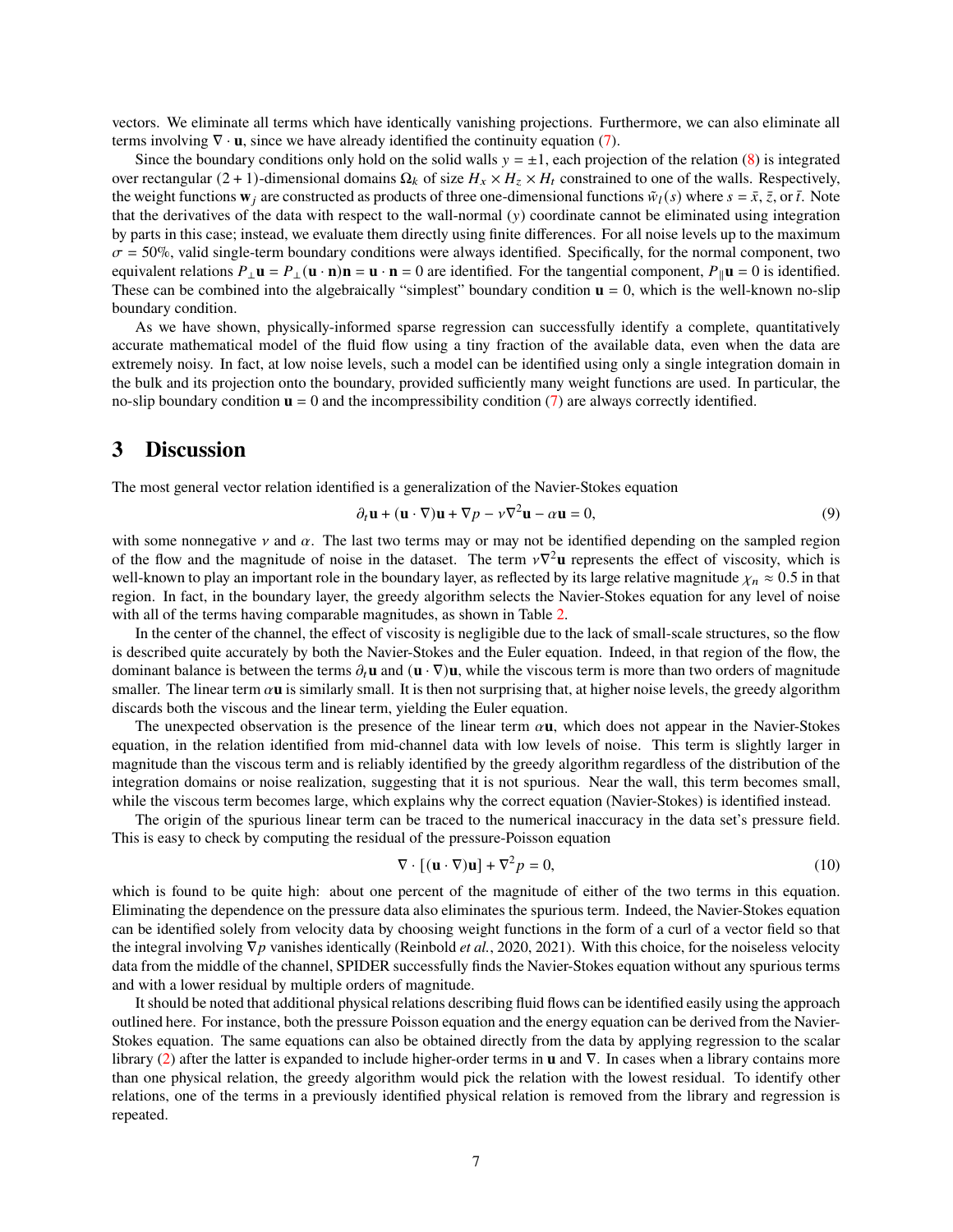vectors. We eliminate all terms which have identically vanishing projections. Furthermore, we can also eliminate all terms involving $\nabla \cdot \mathbf{u}$, since we have already identified the continuity equation (7).

Since the boundary conditions only hold on the solid walls $y = \pm 1$, each projection of the relation (8) is integrated over rectangular $(2+1)$-dimensional domains $\Omega_k$ of size $H_x \times H_z \times H_t$ constrained to one of the walls. Respectively, the weight functions $\mathbf{w}_j$ are constructed as products of three one-dimensional functions $\tilde{w}_l(s)$ where $s = \bar{x}, \bar{z}$, or $\bar{t}$. Note that the derivatives of the data with respect to the wall-normal ($y$) coordinate cannot be eliminated using integration by parts in this case; instead, we evaluate them directly using finite differences. For all noise levels up to the maximum $\sigma = 50\%$, valid single-term boundary conditions were always identified. Specifically, for the normal component, two equivalent relations $P_\perp \mathbf{u} = P_\perp(\mathbf{u} \cdot \mathbf{n})\mathbf{n} = \mathbf{u} \cdot \mathbf{n} = 0$ are identified. For the tangential component, $P_\parallel \mathbf{u} = 0$ is identified. These can be combined into the algebraically "simplest" boundary condition $\mathbf{u} = 0$, which is the well-known no-slip boundary condition.

As we have shown, physically-informed sparse regression can successfully identify a complete, quantitatively accurate mathematical model of the fluid flow using a tiny fraction of the available data, even when the data are extremely noisy. In fact, at low noise levels, such a model can be identified using only a single integration domain in the bulk and its projection onto the boundary, provided sufficiently many weight functions are used. In particular, the no-slip boundary condition $\mathbf{u} = 0$ and the incompressibility condition (7) are always correctly identified.

# 3 Discussion

The most general vector relation identified is a generalization of the Navier-Stokes equation

$$\partial_t \mathbf{u} + (\mathbf{u} \cdot \nabla)\mathbf{u} + \nabla p - \nu \nabla^2 \mathbf{u} - \alpha \mathbf{u} = 0, \tag{9}$$

with some nonnegative $\nu$ and $\alpha$. The last two terms may or may not be identified depending on the sampled region of the flow and the magnitude of noise in the dataset. The term $\nu \nabla^2 \mathbf{u}$ represents the effect of viscosity, which is well-known to play an important role in the boundary layer, as reflected by its large relative magnitude $\chi_n \approx 0.5$ in that region. In fact, in the boundary layer, the greedy algorithm selects the Navier-Stokes equation for any level of noise with all of the terms having comparable magnitudes, as shown in Table 2.

In the center of the channel, the effect of viscosity is negligible due to the lack of small-scale structures, so the flow is described quite accurately by both the Navier-Stokes and the Euler equation. Indeed, in that region of the flow, the dominant balance is between the terms $\partial_t \mathbf{u}$ and $(\mathbf{u} \cdot \nabla)\mathbf{u}$, while the viscous term is more than two orders of magnitude smaller. The linear term $\alpha \mathbf{u}$ is similarly small. It is then not surprising that, at higher noise levels, the greedy algorithm discards both the viscous and the linear term, yielding the Euler equation.

The unexpected observation is the presence of the linear term $\alpha \mathbf{u}$, which does not appear in the Navier-Stokes equation, in the relation identified from mid-channel data with low levels of noise. This term is slightly larger in magnitude than the viscous term and is reliably identified by the greedy algorithm regardless of the distribution of the integration domains or noise realization, suggesting that it is not spurious. Near the wall, this term becomes small, while the viscous term becomes large, which explains why the correct equation (Navier-Stokes) is identified instead.

The origin of the spurious linear term can be traced to the numerical inaccuracy in the data set's pressure field. This is easy to check by computing the residual of the pressure-Poisson equation

$$\nabla \cdot [(\mathbf{u} \cdot \nabla)\mathbf{u}] + \nabla^2 p = 0, \tag{10}$$

which is found to be quite high: about one percent of the magnitude of either of the two terms in this equation. Eliminating the dependence on the pressure data also eliminates the spurious term. Indeed, the Navier-Stokes equation can be identified solely from velocity data by choosing weight functions in the form of a curl of a vector field so that the integral involving $\nabla p$ vanishes identically (Reinbold *et al.*, 2020, 2021). With this choice, for the noiseless velocity data from the middle of the channel, SPIDER successfully finds the Navier-Stokes equation without any spurious terms and with a lower residual by multiple orders of magnitude.

It should be noted that additional physical relations describing fluid flows can be identified easily using the approach outlined here. For instance, both the pressure Poisson equation and the energy equation can be derived from the Navier-Stokes equation. The same equations can also be obtained directly from the data by applying regression to the scalar library (2) after the latter is expanded to include higher-order terms in $\mathbf{u}$ and $\nabla$. In cases when a library contains more than one physical relation, the greedy algorithm would pick the relation with the lowest residual. To identify other relations, one of the terms in a previously identified physical relation is removed from the library and regression is repeated.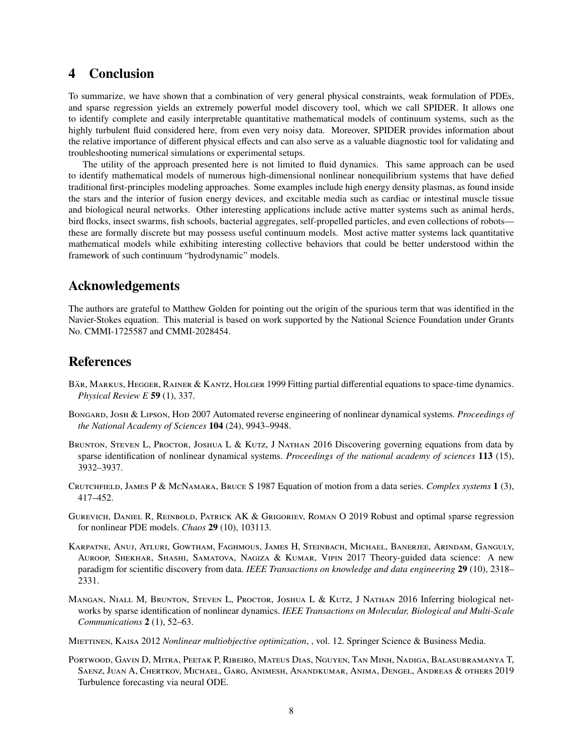## 4 Conclusion

To summarize, we have shown that a combination of very general physical constraints, weak formulation of PDEs, and sparse regression yields an extremely powerful model discovery tool, which we call SPIDER. It allows one to identify complete and easily interpretable quantitative mathematical models of continuum systems, such as the highly turbulent fluid considered here, from even very noisy data. Moreover, SPIDER provides information about the relative importance of different physical effects and can also serve as a valuable diagnostic tool for validating and troubleshooting numerical simulations or experimental setups.

The utility of the approach presented here is not limited to fluid dynamics. This same approach can be used to identify mathematical models of numerous high-dimensional nonlinear nonequilibrium systems that have defied traditional first-principles modeling approaches. Some examples include high energy density plasmas, as found inside the stars and the interior of fusion energy devices, and excitable media such as cardiac or intestinal muscle tissue and biological neural networks. Other interesting applications include active matter systems such as animal herds, bird flocks, insect swarms, fish schools, bacterial aggregates, self-propelled particles, and even collections of robots—these are formally discrete but may possess useful continuum models. Most active matter systems lack quantitative mathematical models while exhibiting interesting collective behaviors that could be better understood within the framework of such continuum "hydrodynamic" models.

## Acknowledgements

The authors are grateful to Matthew Golden for pointing out the origin of the spurious term that was identified in the Navier-Stokes equation. This material is based on work supported by the National Science Foundation under Grants No. CMMI-1725587 and CMMI-2028454.

## References

Bär, Markus, Hegger, Rainer & Kantz, Holger 1999 Fitting partial differential equations to space-time dynamics. *Physical Review E* **59** (1), 337.

Bongard, Josh & Lipson, Hod 2007 Automated reverse engineering of nonlinear dynamical systems. *Proceedings of the National Academy of Sciences* **104** (24), 9943–9948.

Brunton, Steven L, Proctor, Joshua L & Kutz, J Nathan 2016 Discovering governing equations from data by sparse identification of nonlinear dynamical systems. *Proceedings of the national academy of sciences* **113** (15), 3932–3937.

Crutchfield, James P & McNamara, Bruce S 1987 Equation of motion from a data series. *Complex systems* **1** (3), 417–452.

Gurevich, Daniel R, Reinbold, Patrick AK & Grigoriev, Roman O 2019 Robust and optimal sparse regression for nonlinear PDE models. *Chaos* **29** (10), 103113.

Karpatne, Anuj, Atluri, Gowtham, Faghmous, James H, Steinbach, Michael, Banerjee, Arindam, Ganguly, Auroop, Shekhar, Shashi, Samatova, Nagiza & Kumar, Vipin 2017 Theory-guided data science: A new paradigm for scientific discovery from data. *IEEE Transactions on knowledge and data engineering* **29** (10), 2318–2331.

Mangan, Niall M, Brunton, Steven L, Proctor, Joshua L & Kutz, J Nathan 2016 Inferring biological networks by sparse identification of nonlinear dynamics. *IEEE Transactions on Molecular, Biological and Multi-Scale Communications* **2** (1), 52–63.

Miettinen, Kaisa 2012 *Nonlinear multiobjective optimization*, , vol. 12. Springer Science & Business Media.

Portwood, Gavin D, Mitra, Peetak P, Ribeiro, Mateus Dias, Nguyen, Tan Minh, Nadiga, Balasubramanya T, Saenz, Juan A, Chertkov, Michael, Garg, Animesh, Anandkumar, Anima, Dengel, Andreas & others 2019 Turbulence forecasting via neural ODE.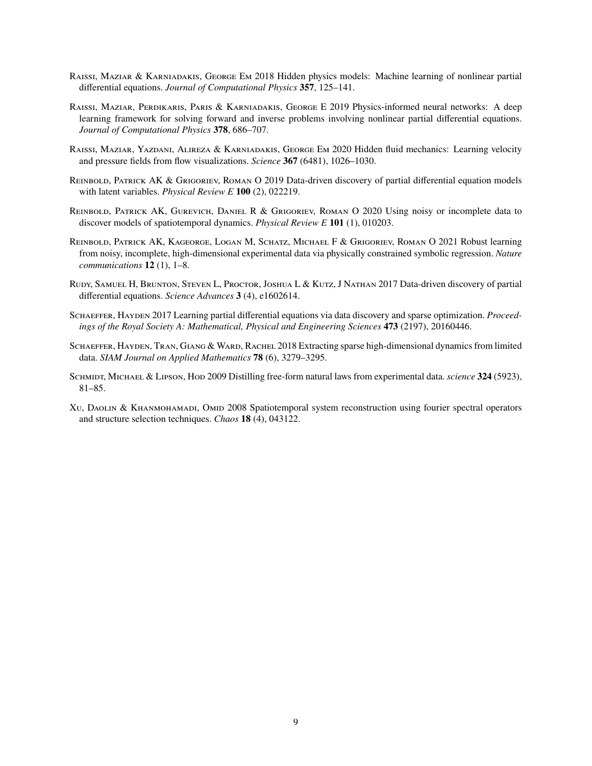Raissi, Maziar & Karniadakis, George Em 2018 Hidden physics models: Machine learning of nonlinear partial differential equations. *Journal of Computational Physics* **357**, 125–141.

Raissi, Maziar, Perdikaris, Paris & Karniadakis, George E 2019 Physics-informed neural networks: A deep learning framework for solving forward and inverse problems involving nonlinear partial differential equations. *Journal of Computational Physics* **378**, 686–707.

Raissi, Maziar, Yazdani, Alireza & Karniadakis, George Em 2020 Hidden fluid mechanics: Learning velocity and pressure fields from flow visualizations. *Science* **367** (6481), 1026–1030.

Reinbold, Patrick AK & Grigoriev, Roman O 2019 Data-driven discovery of partial differential equation models with latent variables. *Physical Review E* **100** (2), 022219.

Reinbold, Patrick AK, Gurevich, Daniel R & Grigoriev, Roman O 2020 Using noisy or incomplete data to discover models of spatiotemporal dynamics. *Physical Review E* **101** (1), 010203.

Reinbold, Patrick AK, Kageorge, Logan M, Schatz, Michael F & Grigoriev, Roman O 2021 Robust learning from noisy, incomplete, high-dimensional experimental data via physically constrained symbolic regression. *Nature communications* **12** (1), 1–8.

Rudy, Samuel H, Brunton, Steven L, Proctor, Joshua L & Kutz, J Nathan 2017 Data-driven discovery of partial differential equations. *Science Advances* **3** (4), e1602614.

Schaeffer, Hayden 2017 Learning partial differential equations via data discovery and sparse optimization. *Proceedings of the Royal Society A: Mathematical, Physical and Engineering Sciences* **473** (2197), 20160446.

Schaeffer, Hayden, Tran, Giang & Ward, Rachel 2018 Extracting sparse high-dimensional dynamics from limited data. *SIAM Journal on Applied Mathematics* **78** (6), 3279–3295.

Schmidt, Michael & Lipson, Hod 2009 Distilling free-form natural laws from experimental data. *science* **324** (5923), 81–85.

Xu, Daolin & Khanmohamadi, Omid 2008 Spatiotemporal system reconstruction using fourier spectral operators and structure selection techniques. *Chaos* **18** (4), 043122.